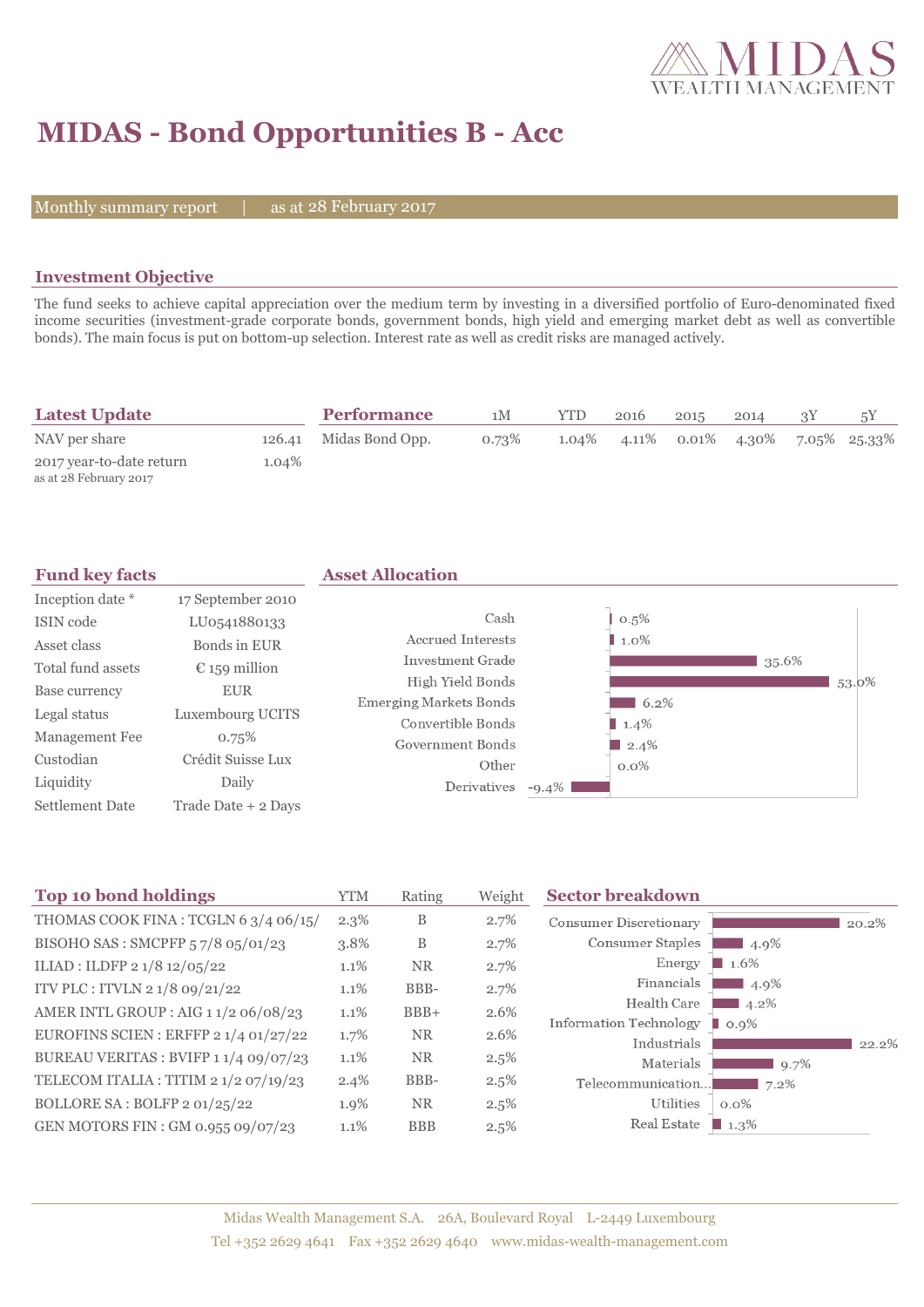# MIDAS - Bond Opportunities B - Acc

Monthly summary report | as at 28 February 2017

## Investment Objective

The fund seeks to achieve capital appreciation over the medium term by investing in a diversified portfolio of Euro-denominated fixed income securities (investment-grade corporate bonds, government bonds, high yield and emerging market debt as well as convertible bonds). The main focus is put on bottom-up selection. Interest rate as well as credit risks are managed actively.

## Latest Update

| | |
|---|---|
| NAV per share | 126.41 |
| 2017 year-to-date return<br>as at 28 February 2017 | 1.04% |

## Performance

| | 1M | YTD | 2016 | 2015 | 2014 | 3Y | 5Y |
|---|---|---|---|---|---|---|---|
| Midas Bond Opp. | 0.73% | 1.04% | 4.11% | 0.01% | 4.30% | 7.05% | 25.33% |

## Fund key facts

| | |
|---|---|
| Inception date * | 17 September 2010 |
| ISIN code | LU0541880133 |
| Asset class | Bonds in EUR |
| Total fund assets | € 159 million |
| Base currency | EUR |
| Legal status | Luxembourg UCITS |
| Management Fee | 0.75% |
| Custodian | Crédit Suisse Lux |
| Liquidity | Daily |
| Settlement Date | Trade Date + 2 Days |

## Asset Allocation

| Asset | Weight |
|---|---|
| Cash | 0.5% |
| Accrued Interests | 1.0% |
| Investment Grade | 35.6% |
| High Yield Bonds | 53.0% |
| Emerging Markets Bonds | 6.2% |
| Convertible Bonds | 1.4% |
| Government Bonds | 2.4% |
| Other | 0.0% |
| Derivatives | -9.4% |

## Top 10 bond holdings

| | YTM | Rating | Weight |
|---|---|---|---|
| THOMAS COOK FINA : TCGLN 6 3/4 06/15/ | 2.3% | B | 2.7% |
| BISOHO SAS : SMCPFP 5 7/8 05/01/23 | 3.8% | B | 2.7% |
| ILIAD : ILDFP 2 1/8 12/05/22 | 1.1% | NR | 2.7% |
| ITV PLC : ITVLN 2 1/8 09/21/22 | 1.1% | BBB- | 2.7% |
| AMER INTL GROUP : AIG 1 1/2 06/08/23 | 1.1% | BBB+ | 2.6% |
| EUROFINS SCIEN : ERFFP 2 1/4 01/27/22 | 1.7% | NR | 2.6% |
| BUREAU VERITAS : BVIFP 1 1/4 09/07/23 | 1.1% | NR | 2.5% |
| TELECOM ITALIA : TITIM 2 1/2 07/19/23 | 2.4% | BBB- | 2.5% |
| BOLLORE SA : BOLFP 2 01/25/22 | 1.9% | NR | 2.5% |
| GEN MOTORS FIN : GM 0.955 09/07/23 | 1.1% | BBB | 2.5% |

## Sector breakdown

| Sector | Weight |
|---|---|
| Consumer Discretionary | 20.2% |
| Consumer Staples | 4.9% |
| Energy | 1.6% |
| Financials | 4.9% |
| Health Care | 4.2% |
| Information Technology | 0.9% |
| Industrials | 22.2% |
| Materials | 9.7% |
| Telecommunication... | 7.2% |
| Utilities | 0.0% |
| Real Estate | 1.3% |

Midas Wealth Management S.A. 26A, Boulevard Royal L-2449 Luxembourg
Tel +352 2629 4641 Fax +352 2629 4640 www.midas-wealth-management.com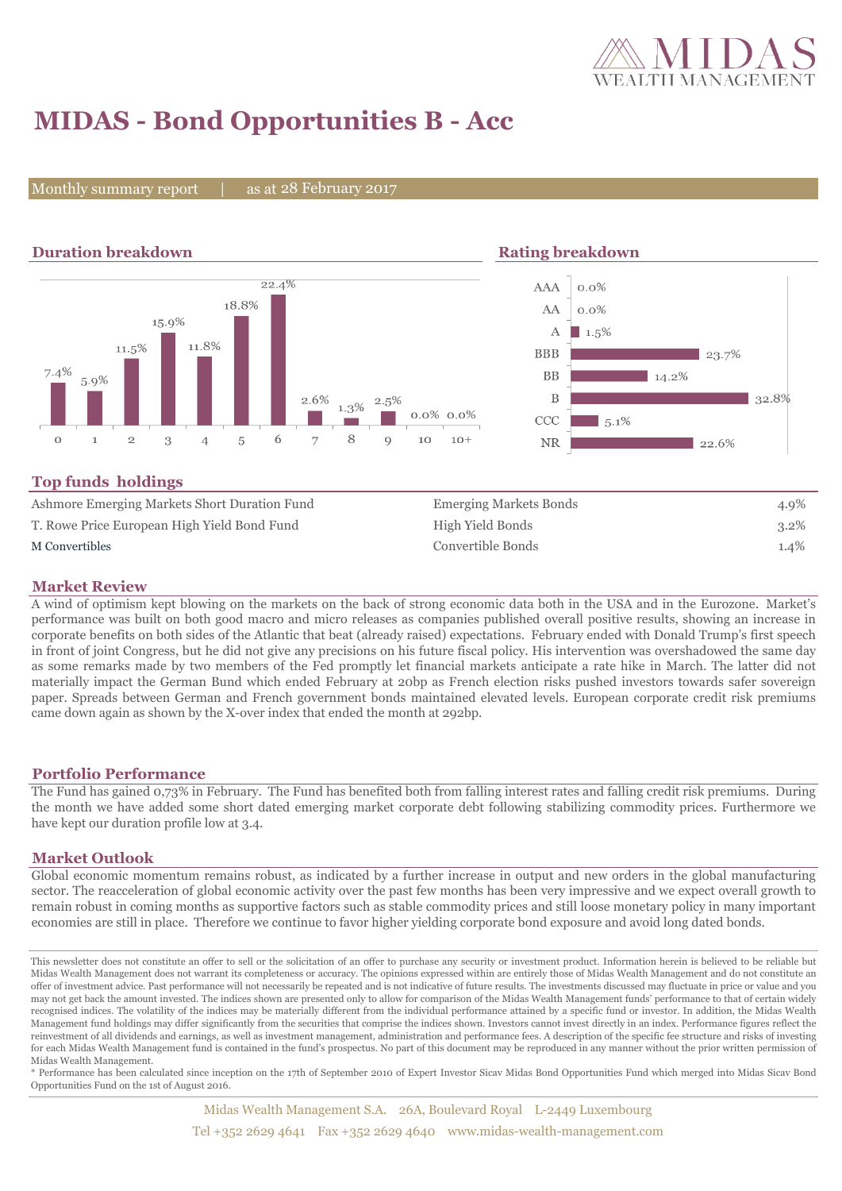# MIDAS - Bond Opportunities B - Acc

Monthly summary report | as at 28 February 2017

## Duration breakdown

7.4%
5.9%
11.5%
15.9%
11.8%
18.8%
22.4%
2.6%
1.3%
2.5%
0.0%
0.0%

0 1 2 3 4 5 6 7 8 9 10 10+

## Rating breakdown

AAA 0.0%
AA 0.0%
A 1.5%
BBB 23.7%
BB 14.2%
B 32.8%
CCC 5.1%
NR 22.6%

## Top funds holdings

| | | |
|---|---|---|
| Ashmore Emerging Markets Short Duration Fund | Emerging Markets Bonds | 4.9% |
| T. Rowe Price European High Yield Bond Fund | High Yield Bonds | 3.2% |
| M Convertibles | Convertible Bonds | 1.4% |

## Market Review

A wind of optimism kept blowing on the markets on the back of strong economic data both in the USA and in the Eurozone. Market's performance was built on both good macro and micro releases as companies published overall positive results, showing an increase in corporate benefits on both sides of the Atlantic that beat (already raised) expectations. February ended with Donald Trump's first speech in front of joint Congress, but he did not give any precisions on his future fiscal policy. His intervention was overshadowed the same day as some remarks made by two members of the Fed promptly let financial markets anticipate a rate hike in March. The latter did not materially impact the German Bund which ended February at 20bp as French election risks pushed investors towards safer sovereign paper. Spreads between German and French government bonds maintained elevated levels. European corporate credit risk premiums came down again as shown by the X-over index that ended the month at 292bp.

## Portfolio Performance

The Fund has gained 0,73% in February. The Fund has benefited both from falling interest rates and falling credit risk premiums. During the month we have added some short dated emerging market corporate debt following stabilizing commodity prices. Furthermore we have kept our duration profile low at 3.4.

## Market Outlook

Global economic momentum remains robust, as indicated by a further increase in output and new orders in the global manufacturing sector. The reacceleration of global economic activity over the past few months has been very impressive and we expect overall growth to remain robust in coming months as supportive factors such as stable commodity prices and still loose monetary policy in many important economies are still in place. Therefore we continue to favor higher yielding corporate bond exposure and avoid long dated bonds.

This newsletter does not constitute an offer to sell or the solicitation of an offer to purchase any security or investment product. Information herein is believed to be reliable but Midas Wealth Management does not warrant its completeness or accuracy. The opinions expressed within are entirely those of Midas Wealth Management and do not constitute an offer of investment advice. Past performance will not necessarily be repeated and is not indicative of future results. The investments discussed may fluctuate in price or value and you may not get back the amount invested. The indices shown are presented only to allow for comparison of the Midas Wealth Management funds' performance to that of certain widely recognised indices. The volatility of the indices may be materially different from the individual performance attained by a specific fund or investor. In addition, the Midas Wealth Management fund holdings may differ significantly from the securities that comprise the indices shown. Investors cannot invest directly in an index. Performance figures reflect the reinvestment of all dividends and earnings, as well as investment management, administration and performance fees. A description of the specific fee structure and risks of investing for each Midas Wealth Management fund is contained in the fund's prospectus. No part of this document may be reproduced in any manner without the prior written permission of Midas Wealth Management.

* Performance has been calculated since inception on the 17th of September 2010 of Expert Investor Sicav Midas Bond Opportunities Fund which merged into Midas Sicav Bond Opportunities Fund on the 1st of August 2016.

Midas Wealth Management S.A. 26A, Boulevard Royal L-2449 Luxembourg

Tel +352 2629 4641 Fax +352 2629 4640 www.midas-wealth-management.com